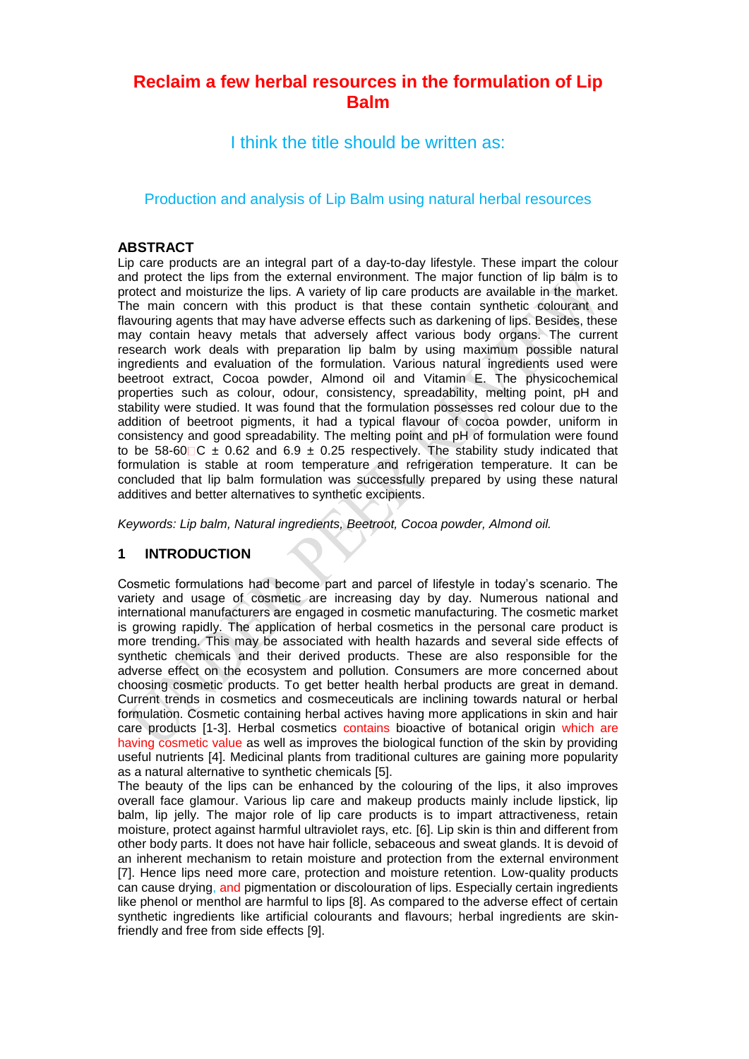# Reclaim a few herbal resources in the formulation of Lip Balm

I think the title should be written as:

Production and analysis of Lip Balm using natural herbal resources

## ABSTRACT

Lip care products are an integral part of a day-to-day lifestyle. These impart the colour and protect the lips from the external environment. The major function of lip balm is to protect and moisturize the lips. A variety of lip care products are available in the market. The main concern with this product is that these contain synthetic colourant and flavouring agents that may have adverse effects such as darkening of lips. Besides, these may contain heavy metals that adversely affect various body organs. The current research work deals with preparation lip balm by using maximum possible natural ingredients and evaluation of the formulation. Various natural ingredients used were beetroot extract, Cocoa powder, Almond oil and Vitamin E. The physicochemical properties such as colour, odour, consistency, spreadability, melting point, pH and stability were studied. It was found that the formulation possesses red colour due to the addition of beetroot pigments, it had a typical flavour of cocoa powder, uniform in consistency and good spreadability. The melting point and pH of formulation were found to be 58-60□C ± 0.62 and 6.9 ± 0.25 respectively. The stability study indicated that formulation is stable at room temperature and refrigeration temperature. It can be concluded that lip balm formulation was successfully prepared by using these natural additives and better alternatives to synthetic excipients.

*Keywords: Lip balm, Natural ingredients, Beetroot, Cocoa powder, Almond oil.*

## 1 INTRODUCTION

Cosmetic formulations had become part and parcel of lifestyle in today's scenario. The variety and usage of cosmetic are increasing day by day. Numerous national and international manufacturers are engaged in cosmetic manufacturing. The cosmetic market is growing rapidly. The application of herbal cosmetics in the personal care product is more trending. This may be associated with health hazards and several side effects of synthetic chemicals and their derived products. These are also responsible for the adverse effect on the ecosystem and pollution. Consumers are more concerned about choosing cosmetic products. To get better health herbal products are great in demand. Current trends in cosmetics and cosmeceuticals are inclining towards natural or herbal formulation. Cosmetic containing herbal actives having more applications in skin and hair care products [1-3]. Herbal cosmetics contains bioactive of botanical origin which are having cosmetic value as well as improves the biological function of the skin by providing useful nutrients [4]. Medicinal plants from traditional cultures are gaining more popularity as a natural alternative to synthetic chemicals [5].

The beauty of the lips can be enhanced by the colouring of the lips, it also improves overall face glamour. Various lip care and makeup products mainly include lipstick, lip balm, lip jelly. The major role of lip care products is to impart attractiveness, retain moisture, protect against harmful ultraviolet rays, etc. [6]. Lip skin is thin and different from other body parts. It does not have hair follicle, sebaceous and sweat glands. It is devoid of an inherent mechanism to retain moisture and protection from the external environment [7]. Hence lips need more care, protection and moisture retention. Low-quality products can cause drying, and pigmentation or discolouration of lips. Especially certain ingredients like phenol or menthol are harmful to lips [8]. As compared to the adverse effect of certain synthetic ingredients like artificial colourants and flavours; herbal ingredients are skin-friendly and free from side effects [9].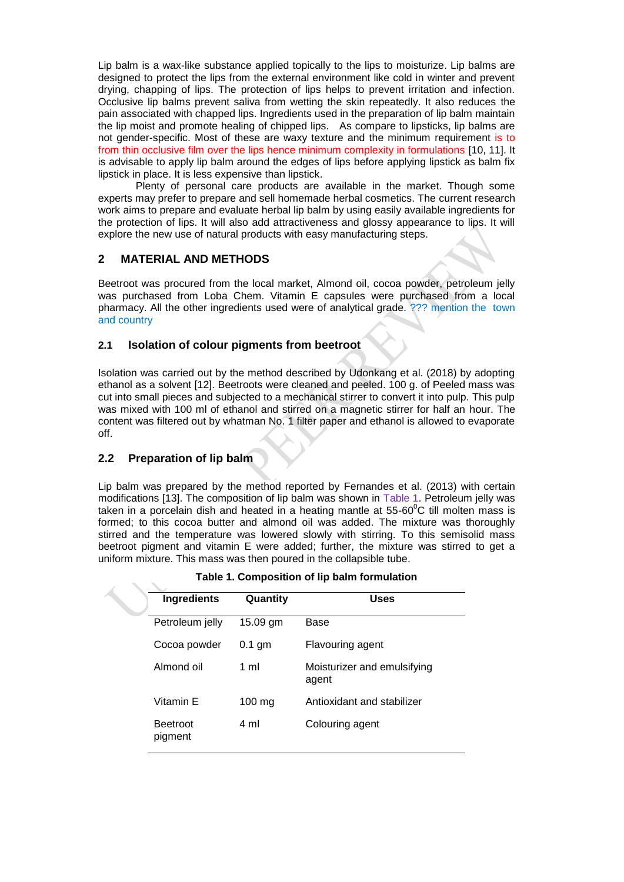Lip balm is a wax-like substance applied topically to the lips to moisturize. Lip balms are designed to protect the lips from the external environment like cold in winter and prevent drying, chapping of lips. The protection of lips helps to prevent irritation and infection. Occlusive lip balms prevent saliva from wetting the skin repeatedly. It also reduces the pain associated with chapped lips. Ingredients used in the preparation of lip balm maintain the lip moist and promote healing of chipped lips. As compare to lipsticks, lip balms are not gender-specific. Most of these are waxy texture and the minimum requirement is to from thin occlusive film over the lips hence minimum complexity in formulations [10, 11]. It is advisable to apply lip balm around the edges of lips before applying lipstick as balm fix lipstick in place. It is less expensive than lipstick.

Plenty of personal care products are available in the market. Though some experts may prefer to prepare and sell homemade herbal cosmetics. The current research work aims to prepare and evaluate herbal lip balm by using easily available ingredients for the protection of lips. It will also add attractiveness and glossy appearance to lips. It will explore the new use of natural products with easy manufacturing steps.

## 2 MATERIAL AND METHODS

Beetroot was procured from the local market, Almond oil, cocoa powder, petroleum jelly was purchased from Loba Chem. Vitamin E capsules were purchased from a local pharmacy. All the other ingredients used were of analytical grade. ??? mention the town and country

### 2.1 Isolation of colour pigments from beetroot

Isolation was carried out by the method described by Udonkang et al. (2018) by adopting ethanol as a solvent [12]. Beetroots were cleaned and peeled. 100 g. of Peeled mass was cut into small pieces and subjected to a mechanical stirrer to convert it into pulp. This pulp was mixed with 100 ml of ethanol and stirred on a magnetic stirrer for half an hour. The content was filtered out by whatman No. 1 filter paper and ethanol is allowed to evaporate off.

### 2.2 Preparation of lip balm

Lip balm was prepared by the method reported by Fernandes et al. (2013) with certain modifications [13]. The composition of lip balm was shown in Table 1. Petroleum jelly was taken in a porcelain dish and heated in a heating mantle at 55-60$^0$C till molten mass is formed; to this cocoa butter and almond oil was added. The mixture was thoroughly stirred and the temperature was lowered slowly with stirring. To this semisolid mass beetroot pigment and vitamin E were added; further, the mixture was stirred to get a uniform mixture. This mass was then poured in the collapsible tube.

**Table 1. Composition of lip balm formulation**

| Ingredients | Quantity | Uses |
|---|---|---|
| Petroleum jelly | 15.09 gm | Base |
| Cocoa powder | 0.1 gm | Flavouring agent |
| Almond oil | 1 ml | Moisturizer and emulsifying agent |
| Vitamin E | 100 mg | Antioxidant and stabilizer |
| Beetroot pigment | 4 ml | Colouring agent |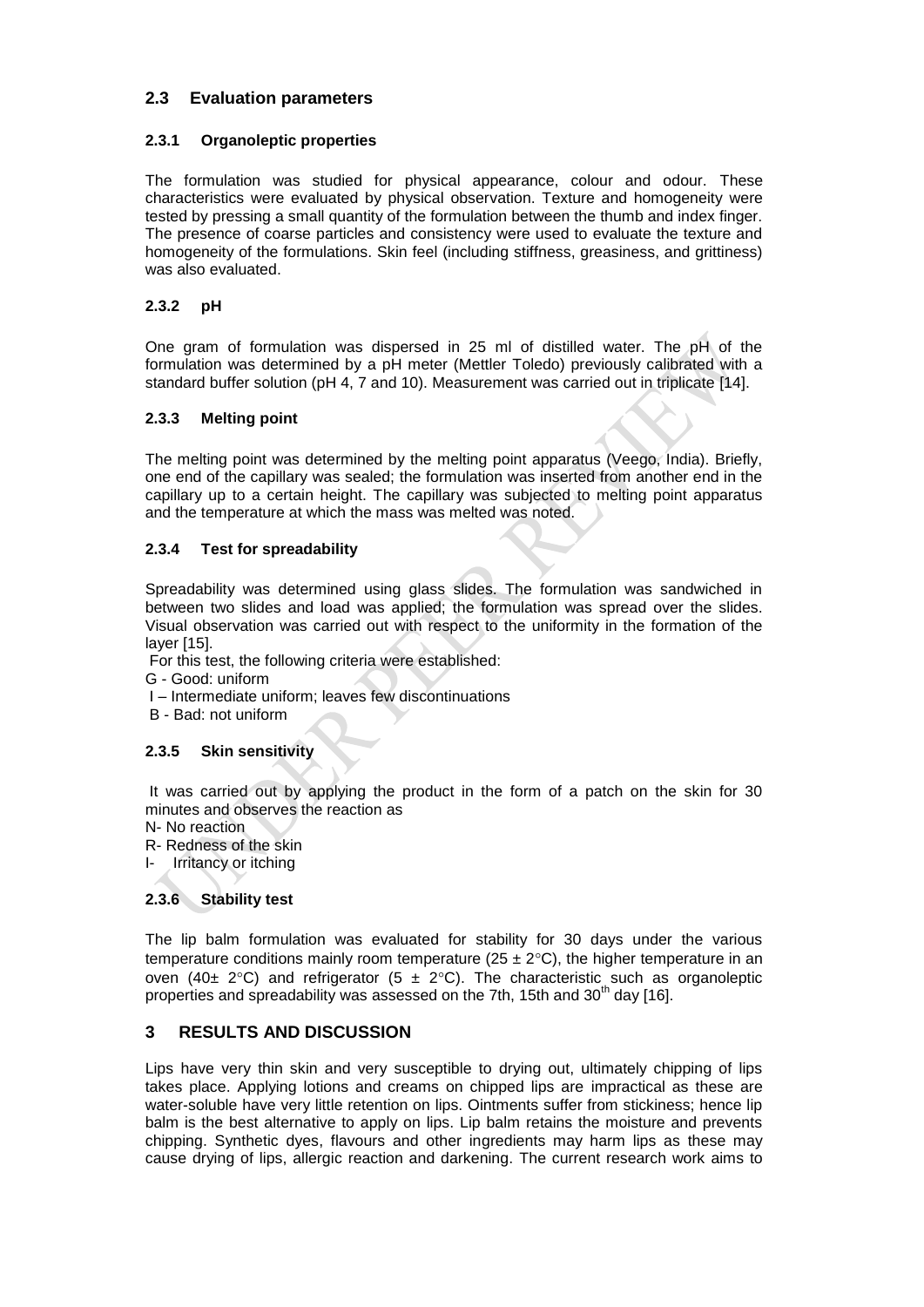## 2.3 Evaluation parameters

### 2.3.1 Organoleptic properties

The formulation was studied for physical appearance, colour and odour. These characteristics were evaluated by physical observation. Texture and homogeneity were tested by pressing a small quantity of the formulation between the thumb and index finger. The presence of coarse particles and consistency were used to evaluate the texture and homogeneity of the formulations. Skin feel (including stiffness, greasiness, and grittiness) was also evaluated.

### 2.3.2 pH

One gram of formulation was dispersed in 25 ml of distilled water. The pH of the formulation was determined by a pH meter (Mettler Toledo) previously calibrated with a standard buffer solution (pH 4, 7 and 10). Measurement was carried out in triplicate [14].

### 2.3.3 Melting point

The melting point was determined by the melting point apparatus (Veego, India). Briefly, one end of the capillary was sealed; the formulation was inserted from another end in the capillary up to a certain height. The capillary was subjected to melting point apparatus and the temperature at which the mass was melted was noted.

### 2.3.4 Test for spreadability

Spreadability was determined using glass slides. The formulation was sandwiched in between two slides and load was applied; the formulation was spread over the slides. Visual observation was carried out with respect to the uniformity in the formation of the layer [15].

For this test, the following criteria were established:

G - Good: uniform

I – Intermediate uniform; leaves few discontinuations

B - Bad: not uniform

### 2.3.5 Skin sensitivity

It was carried out by applying the product in the form of a patch on the skin for 30 minutes and observes the reaction as

N- No reaction

R- Redness of the skin

I- Irritancy or itching

### 2.3.6 Stability test

The lip balm formulation was evaluated for stability for 30 days under the various temperature conditions mainly room temperature (25 ± 2°C), the higher temperature in an oven (40± 2°C) and refrigerator (5 ± 2°C). The characteristic such as organoleptic properties and spreadability was assessed on the 7th, 15th and 30$^{th}$ day [16].

## 3 RESULTS AND DISCUSSION

Lips have very thin skin and very susceptible to drying out, ultimately chipping of lips takes place. Applying lotions and creams on chipped lips are impractical as these are water-soluble have very little retention on lips. Ointments suffer from stickiness; hence lip balm is the best alternative to apply on lips. Lip balm retains the moisture and prevents chipping. Synthetic dyes, flavours and other ingredients may harm lips as these may cause drying of lips, allergic reaction and darkening. The current research work aims to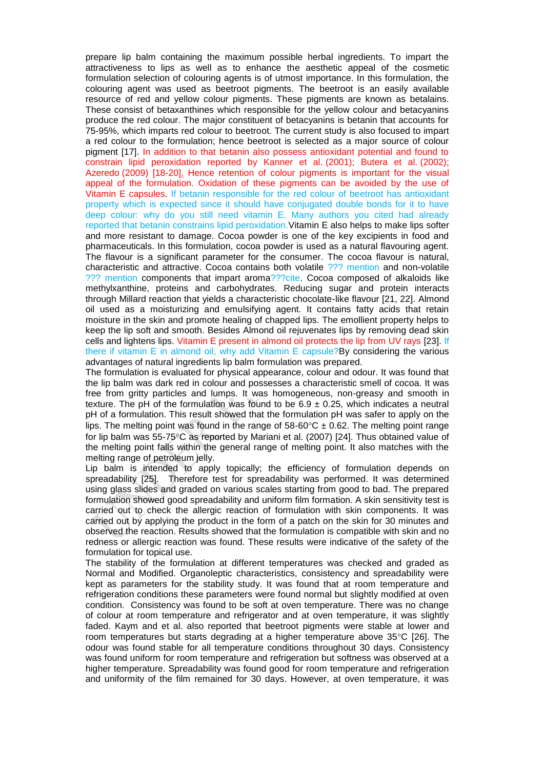prepare lip balm containing the maximum possible herbal ingredients. To impart the attractiveness to lips as well as to enhance the aesthetic appeal of the cosmetic formulation selection of colouring agents is of utmost importance. In this formulation, the colouring agent was used as beetroot pigments. The beetroot is an easily available resource of red and yellow colour pigments. These pigments are known as betalains. These consist of betaxanthines which responsible for the yellow colour and betacyanins produce the red colour. The major constituent of betacyanins is betanin that accounts for 75-95%, which imparts red colour to beetroot. The current study is also focused to impart a red colour to the formulation; hence beetroot is selected as a major source of colour pigment [17]. In addition to that betanin also possess antioxidant potential and found to constrain lipid peroxidation reported by Kanner et al. (2001); Butera et al. (2002); Azeredo (2009) [18-20]. Hence retention of colour pigments is important for the visual appeal of the formulation. Oxidation of these pigments can be avoided by the use of Vitamin E capsules. If betanin responsible for the red colour of beetroot has antioxidant property which is expected since it should have conjugated double bonds for it to have deep colour: why do you still need vitamin E. Many authors you cited had already reported that betanin constrains lipid peroxidation. Vitamin E also helps to make lips softer and more resistant to damage. Cocoa powder is one of the key excipients in food and pharmaceuticals. In this formulation, cocoa powder is used as a natural flavouring agent. The flavour is a significant parameter for the consumer. The cocoa flavour is natural, characteristic and attractive. Cocoa contains both volatile ??? mention and non-volatile ??? mention components that impart aroma???cite. Cocoa composed of alkaloids like methylxanthine, proteins and carbohydrates. Reducing sugar and protein interacts through Millard reaction that yields a characteristic chocolate-like flavour [21, 22]. Almond oil used as a moisturizing and emulsifying agent. It contains fatty acids that retain moisture in the skin and promote healing of chapped lips. The emollient property helps to keep the lip soft and smooth. Besides Almond oil rejuvenates lips by removing dead skin cells and lightens lips. Vitamin E present in almond oil protects the lip from UV rays [23]. If there if vitamin E in almond oil, why add Vitamin E capsule? By considering the various advantages of natural ingredients lip balm formulation was prepared.

The formulation is evaluated for physical appearance, colour and odour. It was found that the lip balm was dark red in colour and possesses a characteristic smell of cocoa. It was free from gritty particles and lumps. It was homogeneous, non-greasy and smooth in texture. The pH of the formulation was found to be 6.9 ± 0.25, which indicates a neutral pH of a formulation. This result showed that the formulation pH was safer to apply on the lips. The melting point was found in the range of 58-60°C ± 0.62. The melting point range for lip balm was 55-75°C as reported by Mariani et al. (2007) [24]. Thus obtained value of the melting point falls within the general range of melting point. It also matches with the melting range of petroleum jelly.

Lip balm is intended to apply topically; the efficiency of formulation depends on spreadability [25]. Therefore test for spreadability was performed. It was determined using glass slides and graded on various scales starting from good to bad. The prepared formulation showed good spreadability and uniform film formation. A skin sensitivity test is carried out to check the allergic reaction of formulation with skin components. It was carried out by applying the product in the form of a patch on the skin for 30 minutes and observed the reaction. Results showed that the formulation is compatible with skin and no redness or allergic reaction was found. These results were indicative of the safety of the formulation for topical use.

The stability of the formulation at different temperatures was checked and graded as Normal and Modified. Organoleptic characteristics, consistency and spreadability were kept as parameters for the stability study. It was found that at room temperature and refrigeration conditions these parameters were found normal but slightly modified at oven condition. Consistency was found to be soft at oven temperature. There was no change of colour at room temperature and refrigerator and at oven temperature, it was slightly faded. Kaym and et al. also reported that beetroot pigments were stable at lower and room temperatures but starts degrading at a higher temperature above 35°C [26]. The odour was found stable for all temperature conditions throughout 30 days. Consistency was found uniform for room temperature and refrigeration but softness was observed at a higher temperature. Spreadability was found good for room temperature and refrigeration and uniformity of the film remained for 30 days. However, at oven temperature, it was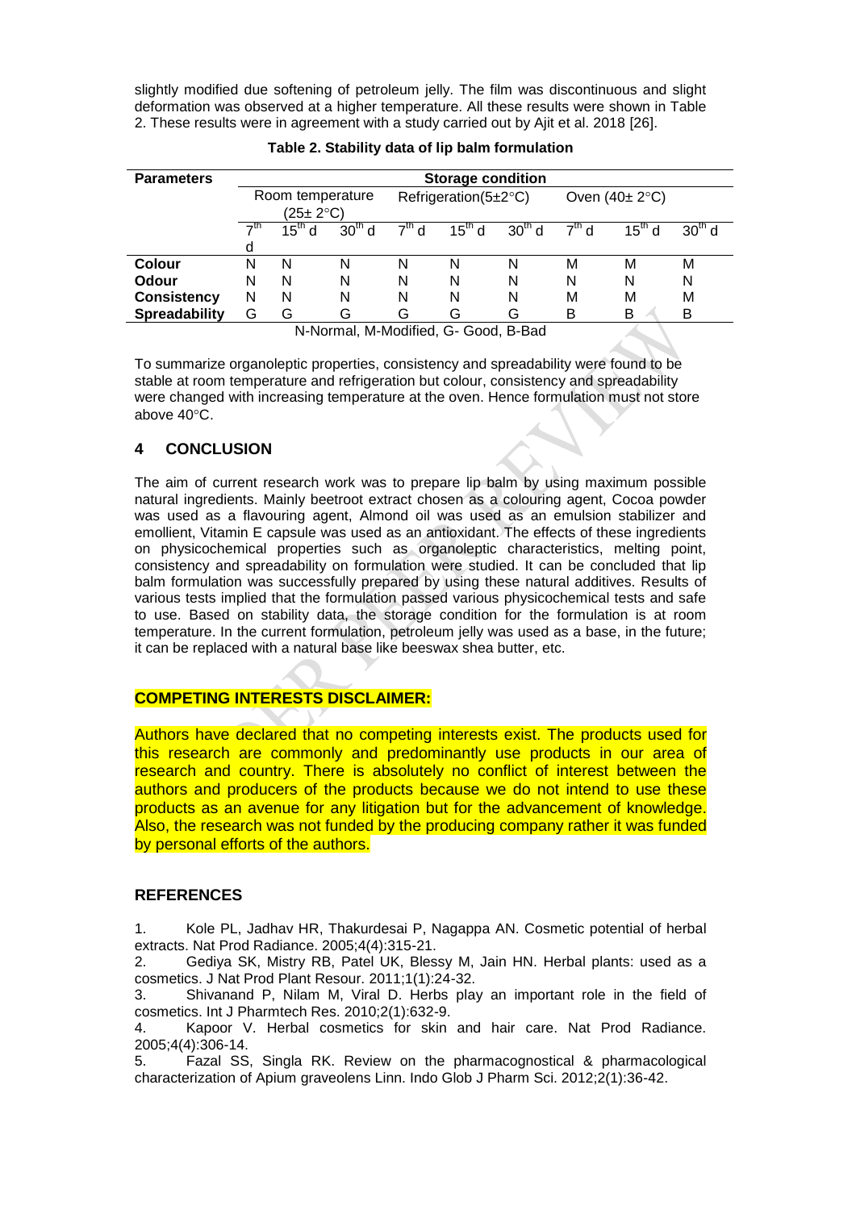slightly modified due softening of petroleum jelly. The film was discontinuous and slight deformation was observed at a higher temperature. All these results were shown in Table 2. These results were in agreement with a study carried out by Ajit et al. 2018 [26].

**Table 2. Stability data of lip balm formulation**

| Parameters | Storage condition | | | | | | | | |
|---|---|---|---|---|---|---|---|---|---|
| | Room temperature (25± 2°C) | | | Refrigeration(5±2°C) | | | Oven (40± 2°C) | | |
| | 7th d | 15th d | 30th d | 7th d | 15th d | 30th d | 7th d | 15th d | 30th d |
| **Colour** | N | N | N | N | N | N | M | M | M |
| **Odour** | N | N | N | N | N | N | N | N | N |
| **Consistency** | N | N | N | N | N | N | M | M | M |
| **Spreadability** | G | G | G | G | G | G | B | B | B |

N-Normal, M-Modified, G- Good, B-Bad

To summarize organoleptic properties, consistency and spreadability were found to be stable at room temperature and refrigeration but colour, consistency and spreadability were changed with increasing temperature at the oven. Hence formulation must not store above 40°C.

## 4 CONCLUSION

The aim of current research work was to prepare lip balm by using maximum possible natural ingredients. Mainly beetroot extract chosen as a colouring agent, Cocoa powder was used as a flavouring agent, Almond oil was used as an emulsion stabilizer and emollient, Vitamin E capsule was used as an antioxidant. The effects of these ingredients on physicochemical properties such as organoleptic characteristics, melting point, consistency and spreadability on formulation were studied. It can be concluded that lip balm formulation was successfully prepared by using these natural additives. Results of various tests implied that the formulation passed various physicochemical tests and safe to use. Based on stability data, the storage condition for the formulation is at room temperature. In the current formulation, petroleum jelly was used as a base, in the future; it can be replaced with a natural base like beeswax shea butter, etc.

## COMPETING INTERESTS DISCLAIMER:

Authors have declared that no competing interests exist. The products used for this research are commonly and predominantly use products in our area of research and country. There is absolutely no conflict of interest between the authors and producers of the products because we do not intend to use these products as an avenue for any litigation but for the advancement of knowledge. Also, the research was not funded by the producing company rather it was funded by personal efforts of the authors.

## REFERENCES

1. Kole PL, Jadhav HR, Thakurdesai P, Nagappa AN. Cosmetic potential of herbal extracts. Nat Prod Radiance. 2005;4(4):315-21.
2. Gediya SK, Mistry RB, Patel UK, Blessy M, Jain HN. Herbal plants: used as a cosmetics. J Nat Prod Plant Resour. 2011;1(1):24-32.
3. Shivanand P, Nilam M, Viral D. Herbs play an important role in the field of cosmetics. Int J Pharmtech Res. 2010;2(1):632-9.
4. Kapoor V. Herbal cosmetics for skin and hair care. Nat Prod Radiance. 2005;4(4):306-14.
5. Fazal SS, Singla RK. Review on the pharmacognostical & pharmacological characterization of Apium graveolens Linn. Indo Glob J Pharm Sci. 2012;2(1):36-42.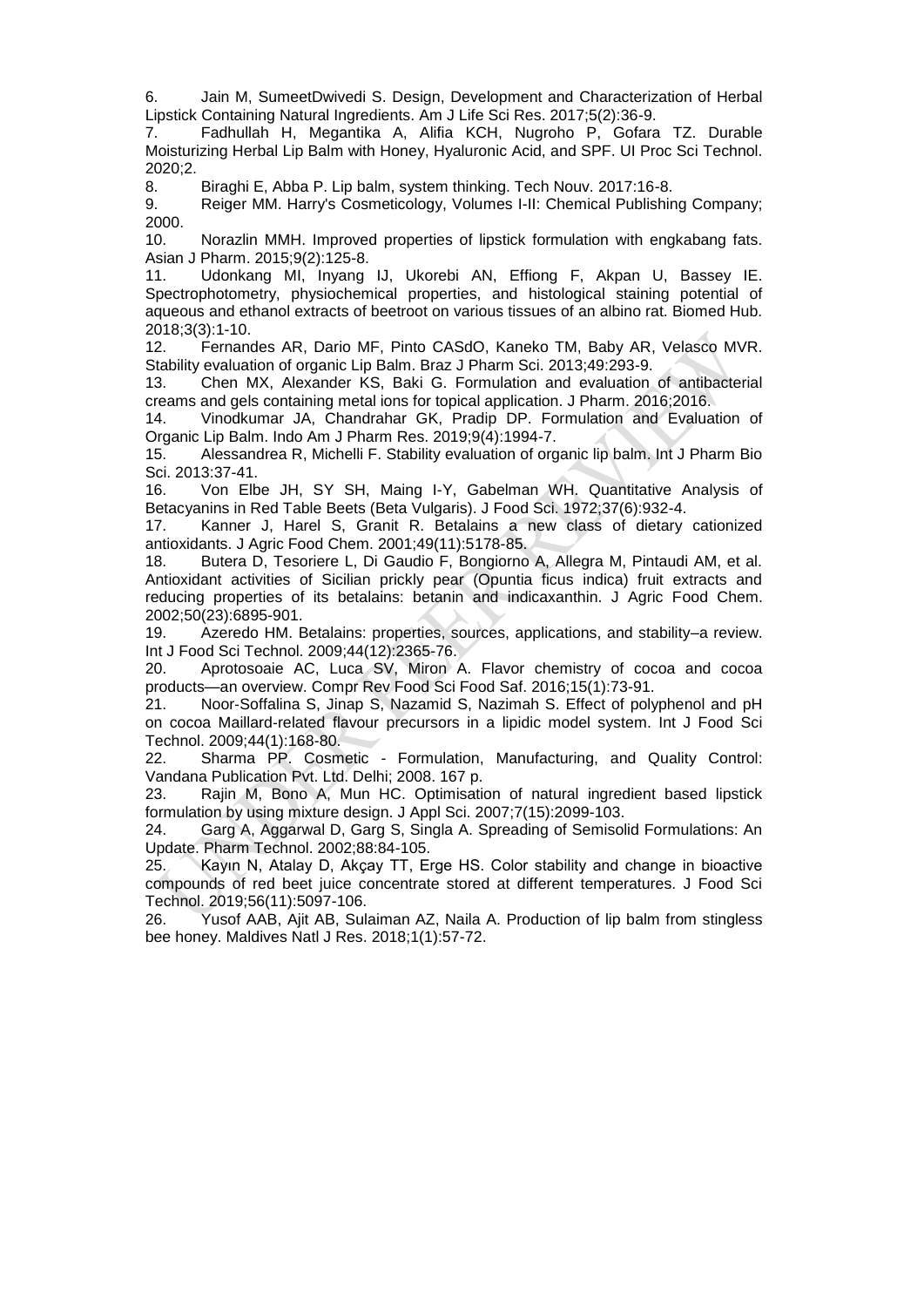6. Jain M, SumeetDwivedi S. Design, Development and Characterization of Herbal Lipstick Containing Natural Ingredients. Am J Life Sci Res. 2017;5(2):36-9.
7. Fadhullah H, Megantika A, Alifia KCH, Nugroho P, Gofara TZ. Durable Moisturizing Herbal Lip Balm with Honey, Hyaluronic Acid, and SPF. UI Proc Sci Technol. 2020;2.
8. Biraghi E, Abba P. Lip balm, system thinking. Tech Nouv. 2017:16-8.
9. Reiger MM. Harry's Cosmeticology, Volumes I-II: Chemical Publishing Company; 2000.
10. Norazlin MMH. Improved properties of lipstick formulation with engkabang fats. Asian J Pharm. 2015;9(2):125-8.
11. Udonkang MI, Inyang IJ, Ukorebi AN, Effiong F, Akpan U, Bassey IE. Spectrophotometry, physiochemical properties, and histological staining potential of aqueous and ethanol extracts of beetroot on various tissues of an albino rat. Biomed Hub. 2018;3(3):1-10.
12. Fernandes AR, Dario MF, Pinto CASdO, Kaneko TM, Baby AR, Velasco MVR. Stability evaluation of organic Lip Balm. Braz J Pharm Sci. 2013;49:293-9.
13. Chen MX, Alexander KS, Baki G. Formulation and evaluation of antibacterial creams and gels containing metal ions for topical application. J Pharm. 2016;2016.
14. Vinodkumar JA, Chandrahar GK, Pradip DP. Formulation and Evaluation of Organic Lip Balm. Indo Am J Pharm Res. 2019;9(4):1994-7.
15. Alessandrea R, Michelli F. Stability evaluation of organic lip balm. Int J Pharm Bio Sci. 2013:37-41.
16. Von Elbe JH, SY SH, Maing I-Y, Gabelman WH. Quantitative Analysis of Betacyanins in Red Table Beets (Beta Vulgaris). J Food Sci. 1972;37(6):932-4.
17. Kanner J, Harel S, Granit R. Betalains a new class of dietary cationized antioxidants. J Agric Food Chem. 2001;49(11):5178-85.
18. Butera D, Tesoriere L, Di Gaudio F, Bongiorno A, Allegra M, Pintaudi AM, et al. Antioxidant activities of Sicilian prickly pear (Opuntia ficus indica) fruit extracts and reducing properties of its betalains: betanin and indicaxanthin. J Agric Food Chem. 2002;50(23):6895-901.
19. Azeredo HM. Betalains: properties, sources, applications, and stability–a review. Int J Food Sci Technol. 2009;44(12):2365-76.
20. Aprotosoaie AC, Luca SV, Miron A. Flavor chemistry of cocoa and cocoa products—an overview. Compr Rev Food Sci Food Saf. 2016;15(1):73-91.
21. Noor-Soffalina S, Jinap S, Nazamid S, Nazimah S. Effect of polyphenol and pH on cocoa Maillard-related flavour precursors in a lipidic model system. Int J Food Sci Technol. 2009;44(1):168-80.
22. Sharma PP. Cosmetic - Formulation, Manufacturing, and Quality Control: Vandana Publication Pvt. Ltd. Delhi; 2008. 167 p.
23. Rajin M, Bono A, Mun HC. Optimisation of natural ingredient based lipstick formulation by using mixture design. J Appl Sci. 2007;7(15):2099-103.
24. Garg A, Aggarwal D, Garg S, Singla A. Spreading of Semisolid Formulations: An Update. Pharm Technol. 2002;88:84-105.
25. Kayın N, Atalay D, Akçay TT, Erge HS. Color stability and change in bioactive compounds of red beet juice concentrate stored at different temperatures. J Food Sci Technol. 2019;56(11):5097-106.
26. Yusof AAB, Ajit AB, Sulaiman AZ, Naila A. Production of lip balm from stingless bee honey. Maldives Natl J Res. 2018;1(1):57-72.